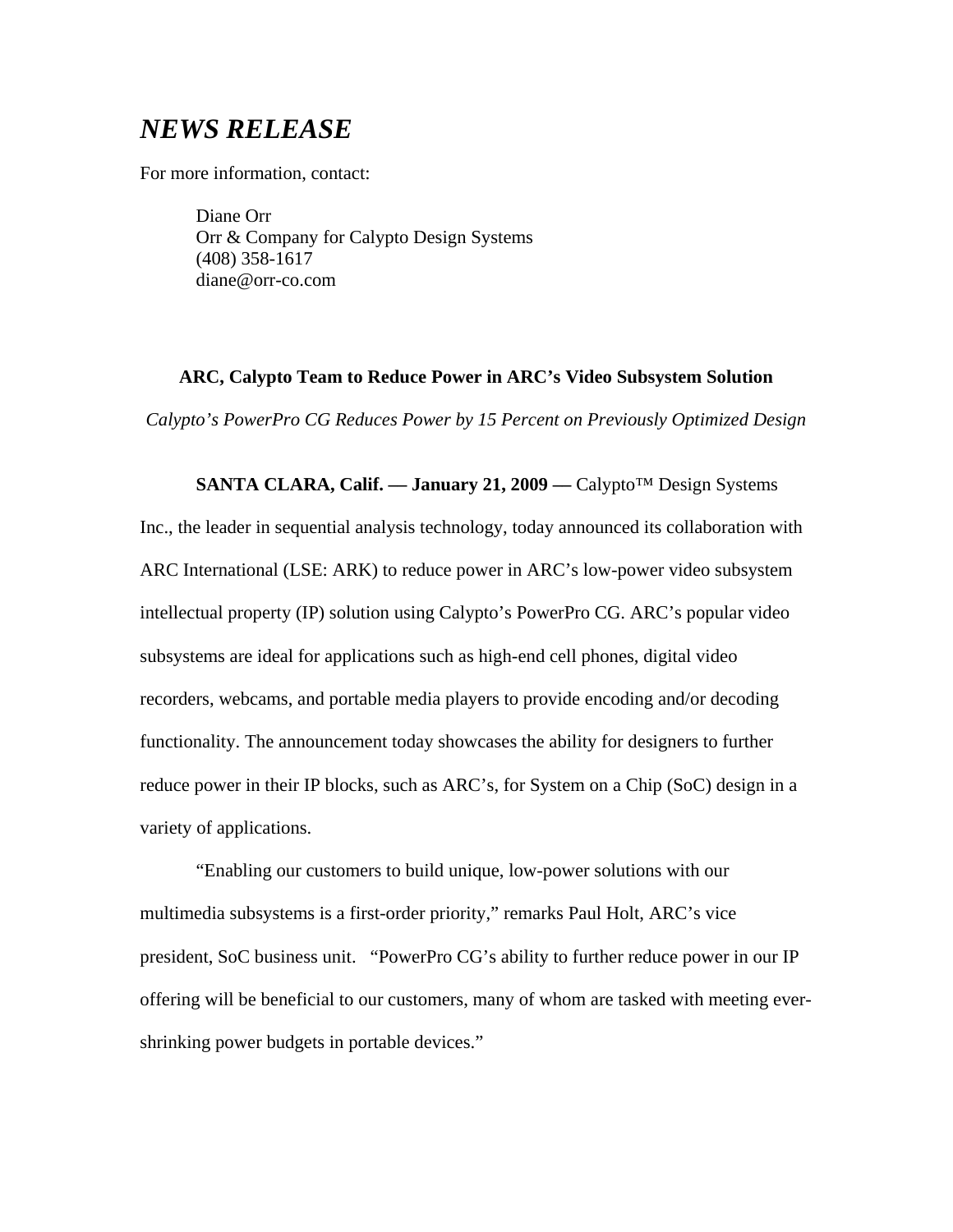# *NEWS RELEASE*

For more information, contact:

Diane Orr
Orr & Company for Calypto Design Systems
(408) 358-1617
diane@orr-co.com

**ARC, Calypto Team to Reduce Power in ARC's Video Subsystem Solution**

*Calypto's PowerPro CG Reduces Power by 15 Percent on Previously Optimized Design*

**SANTA CLARA, Calif. — January 21, 2009 —** Calypto™ Design Systems Inc., the leader in sequential analysis technology, today announced its collaboration with ARC International (LSE: ARK) to reduce power in ARC's low-power video subsystem intellectual property (IP) solution using Calypto's PowerPro CG. ARC's popular video subsystems are ideal for applications such as high-end cell phones, digital video recorders, webcams, and portable media players to provide encoding and/or decoding functionality. The announcement today showcases the ability for designers to further reduce power in their IP blocks, such as ARC's, for System on a Chip (SoC) design in a variety of applications.

"Enabling our customers to build unique, low-power solutions with our multimedia subsystems is a first-order priority," remarks Paul Holt, ARC's vice president, SoC business unit. "PowerPro CG's ability to further reduce power in our IP offering will be beneficial to our customers, many of whom are tasked with meeting ever-shrinking power budgets in portable devices."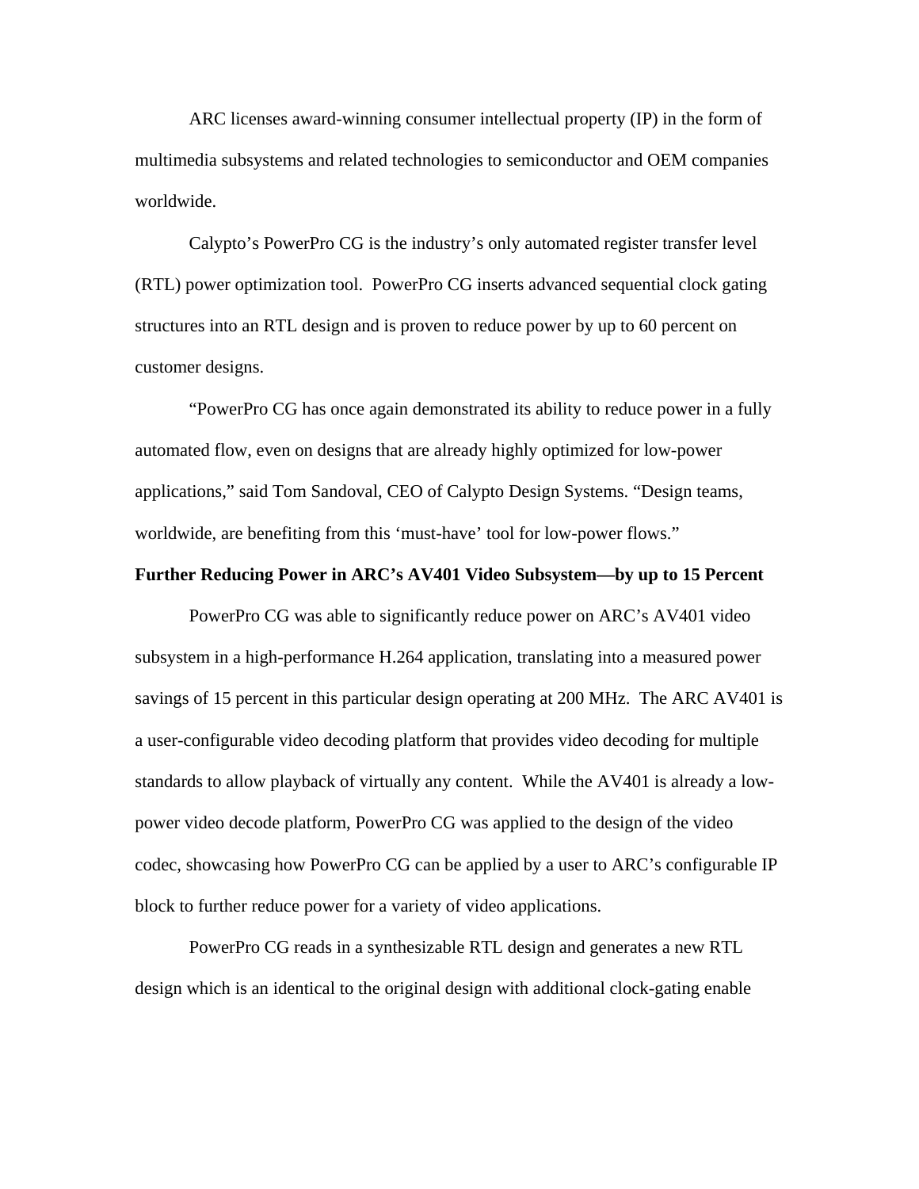ARC licenses award-winning consumer intellectual property (IP) in the form of multimedia subsystems and related technologies to semiconductor and OEM companies worldwide.

Calypto's PowerPro CG is the industry's only automated register transfer level (RTL) power optimization tool. PowerPro CG inserts advanced sequential clock gating structures into an RTL design and is proven to reduce power by up to 60 percent on customer designs.

"PowerPro CG has once again demonstrated its ability to reduce power in a fully automated flow, even on designs that are already highly optimized for low-power applications," said Tom Sandoval, CEO of Calypto Design Systems. "Design teams, worldwide, are benefiting from this 'must-have' tool for low-power flows."

**Further Reducing Power in ARC's AV401 Video Subsystem—by up to 15 Percent**

PowerPro CG was able to significantly reduce power on ARC's AV401 video subsystem in a high-performance H.264 application, translating into a measured power savings of 15 percent in this particular design operating at 200 MHz. The ARC AV401 is a user-configurable video decoding platform that provides video decoding for multiple standards to allow playback of virtually any content. While the AV401 is already a low-power video decode platform, PowerPro CG was applied to the design of the video codec, showcasing how PowerPro CG can be applied by a user to ARC's configurable IP block to further reduce power for a variety of video applications.

PowerPro CG reads in a synthesizable RTL design and generates a new RTL design which is an identical to the original design with additional clock-gating enable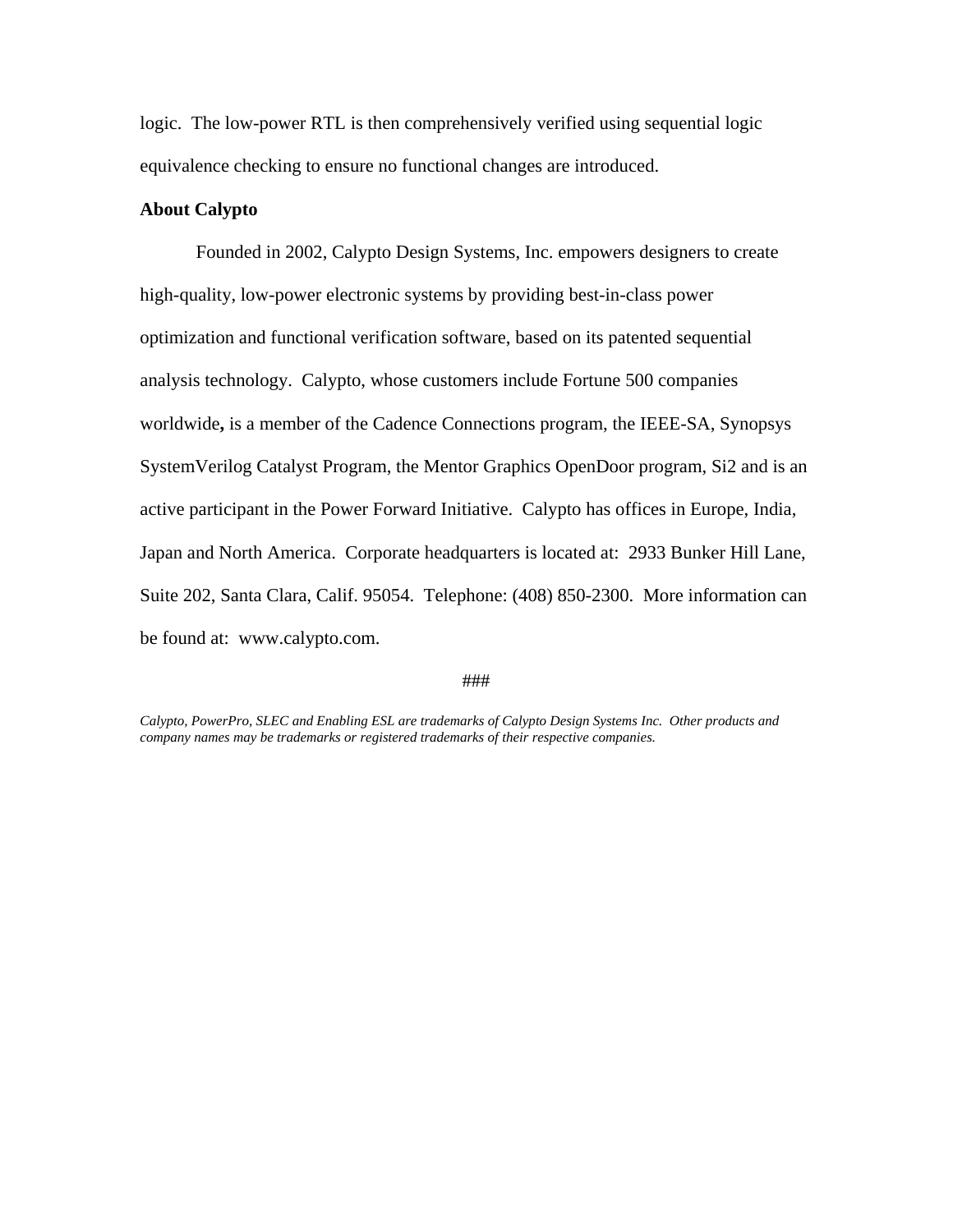logic. The low-power RTL is then comprehensively verified using sequential logic equivalence checking to ensure no functional changes are introduced.

**About Calypto**

Founded in 2002, Calypto Design Systems, Inc. empowers designers to create high-quality, low-power electronic systems by providing best-in-class power optimization and functional verification software, based on its patented sequential analysis technology. Calypto, whose customers include Fortune 500 companies worldwide**,** is a member of the Cadence Connections program, the IEEE-SA, Synopsys SystemVerilog Catalyst Program, the Mentor Graphics OpenDoor program, Si2 and is an active participant in the Power Forward Initiative. Calypto has offices in Europe, India, Japan and North America. Corporate headquarters is located at: 2933 Bunker Hill Lane, Suite 202, Santa Clara, Calif. 95054. Telephone: (408) 850-2300. More information can be found at: www.calypto.com.

###

*Calypto, PowerPro, SLEC and Enabling ESL are trademarks of Calypto Design Systems Inc. Other products and company names may be trademarks or registered trademarks of their respective companies.*